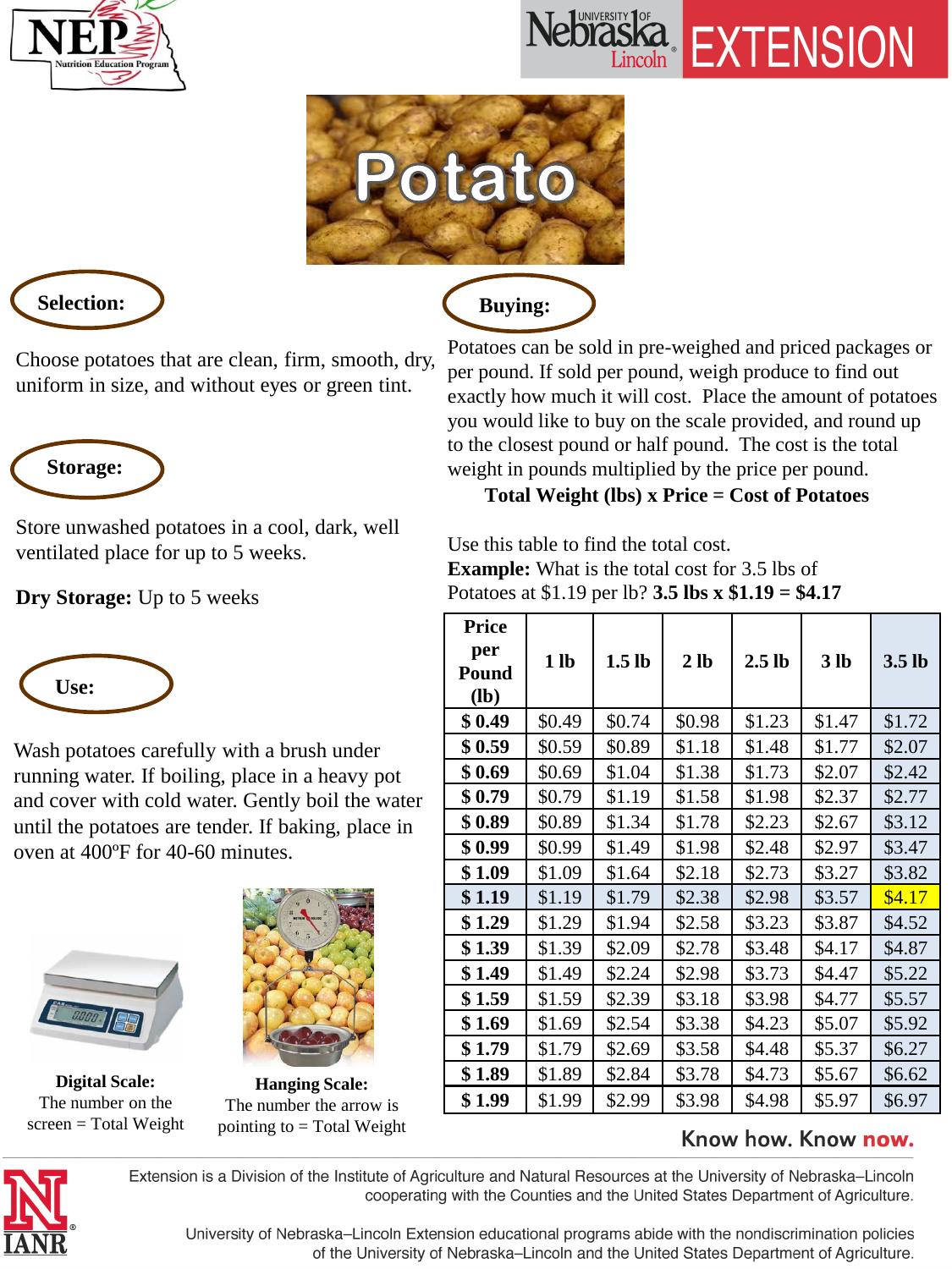# Potato

## Selection:

Choose potatoes that are clean, firm, smooth, dry, uniform in size, and without eyes or green tint.

## Storage:

Store unwashed potatoes in a cool, dark, well ventilated place for up to 5 weeks.

**Dry Storage:** Up to 5 weeks

## Use:

Wash potatoes carefully with a brush under running water. If boiling, place in a heavy pot and cover with cold water. Gently boil the water until the potatoes are tender. If baking, place in oven at 400ºF for 40-60 minutes.

**Digital Scale:** The number on the screen = Total Weight

**Hanging Scale:** The number the arrow is pointing to = Total Weight

## Buying:

Potatoes can be sold in pre-weighed and priced packages or per pound. If sold per pound, weigh produce to find out exactly how much it will cost. Place the amount of potatoes you would like to buy on the scale provided, and round up to the closest pound or half pound. The cost is the total weight in pounds multiplied by the price per pound.

**Total Weight (lbs) x Price = Cost of Potatoes**

Use this table to find the total cost.

**Example:** What is the total cost for 3.5 lbs of Potatoes at $1.19 per lb? **3.5 lbs x $1.19 = $4.17**

| Price per Pound (lb) | 1 lb | 1.5 lb | 2 lb | 2.5 lb | 3 lb | 3.5 lb |
|---|---|---|---|---|---|---|
| **$ 0.49** | $0.49 | $0.74 | $0.98 | $1.23 | $1.47 | $1.72 |
| **$ 0.59** | $0.59 | $0.89 | $1.18 | $1.48 | $1.77 | $2.07 |
| **$ 0.69** | $0.69 | $1.04 | $1.38 | $1.73 | $2.07 | $2.42 |
| **$ 0.79** | $0.79 | $1.19 | $1.58 | $1.98 | $2.37 | $2.77 |
| **$ 0.89** | $0.89 | $1.34 | $1.78 | $2.23 | $2.67 | $3.12 |
| **$ 0.99** | $0.99 | $1.49 | $1.98 | $2.48 | $2.97 | $3.47 |
| **$ 1.09** | $1.09 | $1.64 | $2.18 | $2.73 | $3.27 | $3.82 |
| **$ 1.19** | $1.19 | $1.79 | $2.38 | $2.98 | $3.57 | $4.17 |
| **$ 1.29** | $1.29 | $1.94 | $2.58 | $3.23 | $3.87 | $4.52 |
| **$ 1.39** | $1.39 | $2.09 | $2.78 | $3.48 | $4.17 | $4.87 |
| **$ 1.49** | $1.49 | $2.24 | $2.98 | $3.73 | $4.47 | $5.22 |
| **$ 1.59** | $1.59 | $2.39 | $3.18 | $3.98 | $4.77 | $5.57 |
| **$ 1.69** | $1.69 | $2.54 | $3.38 | $4.23 | $5.07 | $5.92 |
| **$ 1.79** | $1.79 | $2.69 | $3.58 | $4.48 | $5.37 | $6.27 |
| **$ 1.89** | $1.89 | $2.84 | $3.78 | $4.73 | $5.67 | $6.62 |
| **$ 1.99** | $1.99 | $2.99 | $3.98 | $4.98 | $5.97 | $6.97 |

Know how. Know now.

Extension is a Division of the Institute of Agriculture and Natural Resources at the University of Nebraska–Lincoln cooperating with the Counties and the United States Department of Agriculture.

University of Nebraska–Lincoln Extension educational programs abide with the nondiscrimination policies of the University of Nebraska–Lincoln and the United States Department of Agriculture.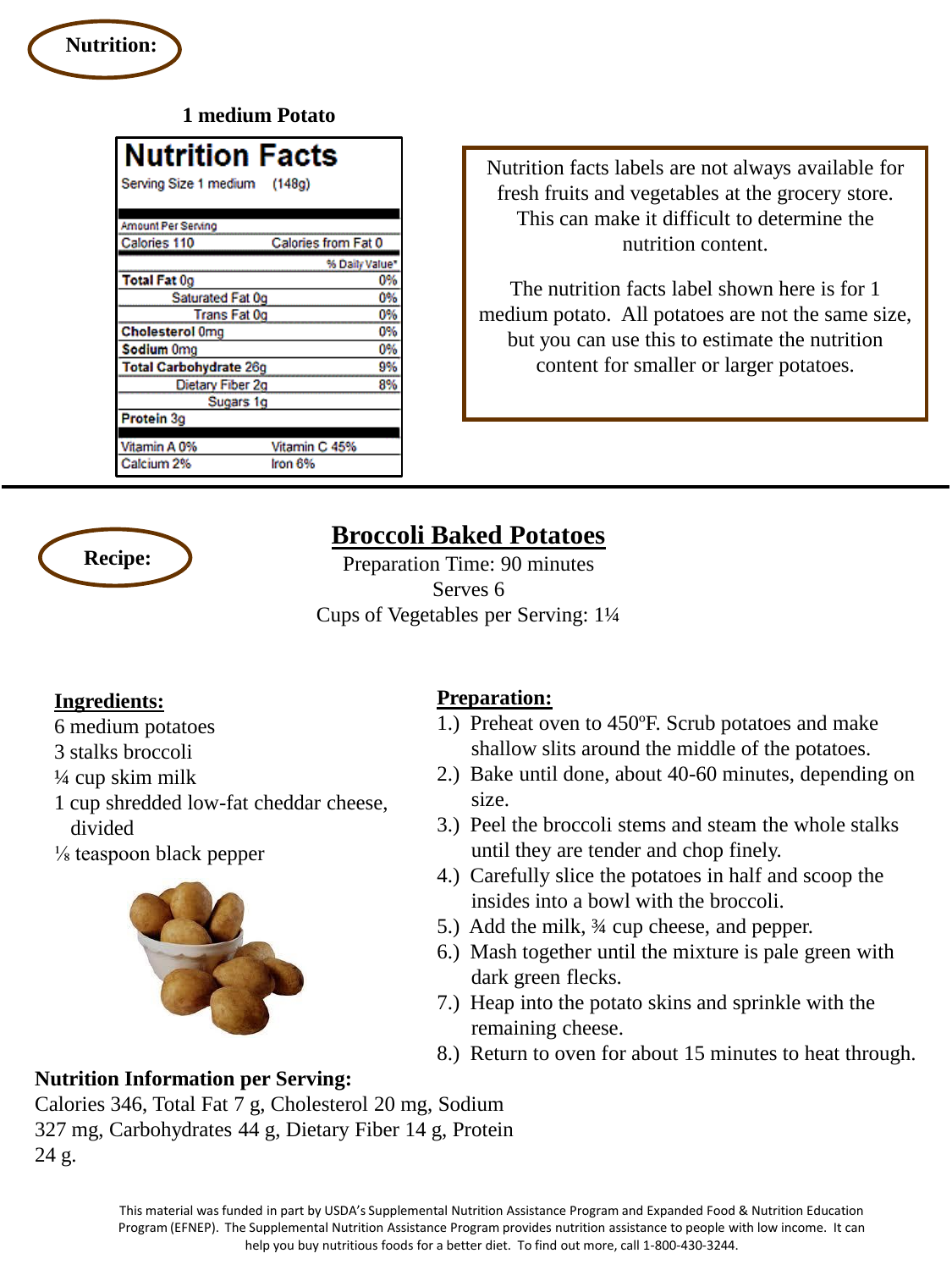**Nutrition:**

**1 medium Potato**

| Nutrition Facts | |
|---|---|
| Serving Size 1 medium (148g) | |
| Amount Per Serving | |
| Calories 110 | Calories from Fat 0 |
| | % Daily Value* |
| **Total Fat** 0g | 0% |
| Saturated Fat 0g | 0% |
| Trans Fat 0g | 0% |
| **Cholesterol** 0mg | 0% |
| **Sodium** 0mg | 0% |
| **Total Carbohydrate** 26g | 9% |
| Dietary Fiber 2g | 8% |
| Sugars 1g | |
| **Protein** 3g | |
| Vitamin A 0% | Vitamin C 45% |
| Calcium 2% | Iron 6% |

Nutrition facts labels are not always available for fresh fruits and vegetables at the grocery store. This can make it difficult to determine the nutrition content.

The nutrition facts label shown here is for 1 medium potato. All potatoes are not the same size, but you can use this to estimate the nutrition content for smaller or larger potatoes.

---

**Recipe:**

# Broccoli Baked Potatoes

Preparation Time: 90 minutes
Serves 6
Cups of Vegetables per Serving: 1¼

## Ingredients:

6 medium potatoes
3 stalks broccoli
¼ cup skim milk
1 cup shredded low-fat cheddar cheese, divided
⅛ teaspoon black pepper

## Preparation:

1.) Preheat oven to 450ºF. Scrub potatoes and make shallow slits around the middle of the potatoes.
2.) Bake until done, about 40-60 minutes, depending on size.
3.) Peel the broccoli stems and steam the whole stalks until they are tender and chop finely.
4.) Carefully slice the potatoes in half and scoop the insides into a bowl with the broccoli.
5.) Add the milk, ¾ cup cheese, and pepper.
6.) Mash together until the mixture is pale green with dark green flecks.
7.) Heap into the potato skins and sprinkle with the remaining cheese.
8.) Return to oven for about 15 minutes to heat through.

**Nutrition Information per Serving:**
Calories 346, Total Fat 7 g, Cholesterol 20 mg, Sodium 327 mg, Carbohydrates 44 g, Dietary Fiber 14 g, Protein 24 g.

This material was funded in part by USDA's Supplemental Nutrition Assistance Program and Expanded Food & Nutrition Education Program (EFNEP). The Supplemental Nutrition Assistance Program provides nutrition assistance to people with low income. It can help you buy nutritious foods for a better diet. To find out more, call 1-800-430-3244.